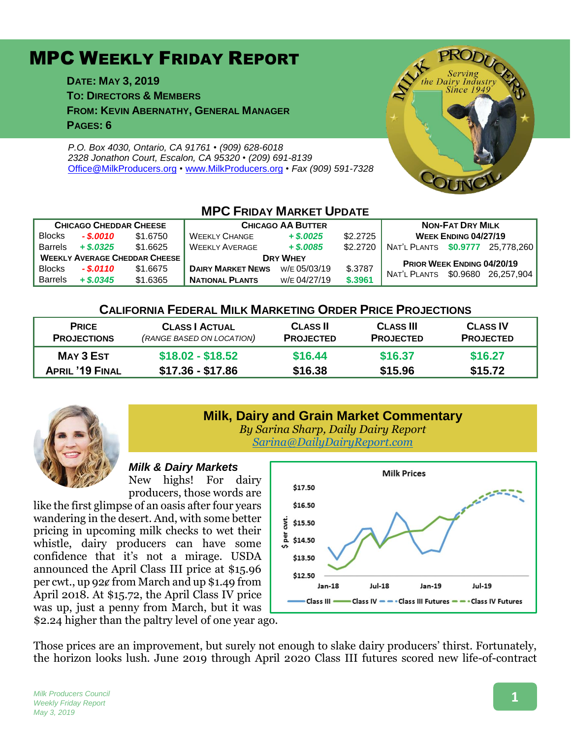# MPC Weekly Friday Report

**Date: May 3, 2019**
**To: Directors & Members**
**From: Kevin Abernathy, General Manager**
**Pages: 6**

*P.O. Box 4030, Ontario, CA 91761 • (909) 628-6018*
*2328 Jonathon Court, Escalon, CA 95320 • (209) 691-8139*
Office@MilkProducers.org • www.MilkProducers.org • *Fax (909) 591-7328*

## MPC Friday Market Update

| Chicago Cheddar Cheese | | | Chicago AA Butter | | | Non-Fat Dry Milk | | |
|---|---|---|---|---|---|---|---|---|
| Blocks | - $.0010 | $1.6750 | Weekly Change | + $.0025 | $2.2725 | Week Ending 04/27/19 | | |
| Barrels | + $.0325 | $1.6625 | Weekly Average | + $.0085 | $2.2720 | Nat'l Plants | $0.9777 | 25,778,260 |
| Weekly Average Cheddar Cheese | | | Dry Whey | | | Prior Week Ending 04/20/19 | | |
| Blocks | - $.0110 | $1.6675 | Dairy Market News | w/e 05/03/19 | $.3787 | Nat'l Plants | $0.9680 | 26,257,904 |
| Barrels | + $.0345 | $1.6365 | National Plants | w/e 04/27/19 | $.3961 | | | |

## California Federal Milk Marketing Order Price Projections

| Price Projections | Class I Actual (range based on location) | Class II Projected | Class III Projected | Class IV Projected |
|---|---|---|---|---|
| May 3 Est | $18.02 - $18.52 | $16.44 | $16.37 | $16.27 |
| April '19 Final | $17.36 - $17.86 | $16.38 | $15.96 | $15.72 |

## Milk, Dairy and Grain Market Commentary

*By Sarina Sharp, Daily Dairy Report*
*Sarina@DailyDairyReport.com*

### *Milk & Dairy Markets*

New highs! For dairy producers, those words are like the first glimpse of an oasis after four years wandering in the desert. And, with some better pricing in upcoming milk checks to wet their whistle, dairy producers can have some confidence that it's not a mirage. USDA announced the April Class III price at $15.96 per cwt., up 92¢ from March and up $1.49 from April 2018. At $15.72, the April Class IV price was up, just a penny from March, but it was $2.24 higher than the paltry level of one year ago.

Those prices are an improvement, but surely not enough to slake dairy producers' thirst. Fortunately, the horizon looks lush. June 2019 through April 2020 Class III futures scored new life-of-contract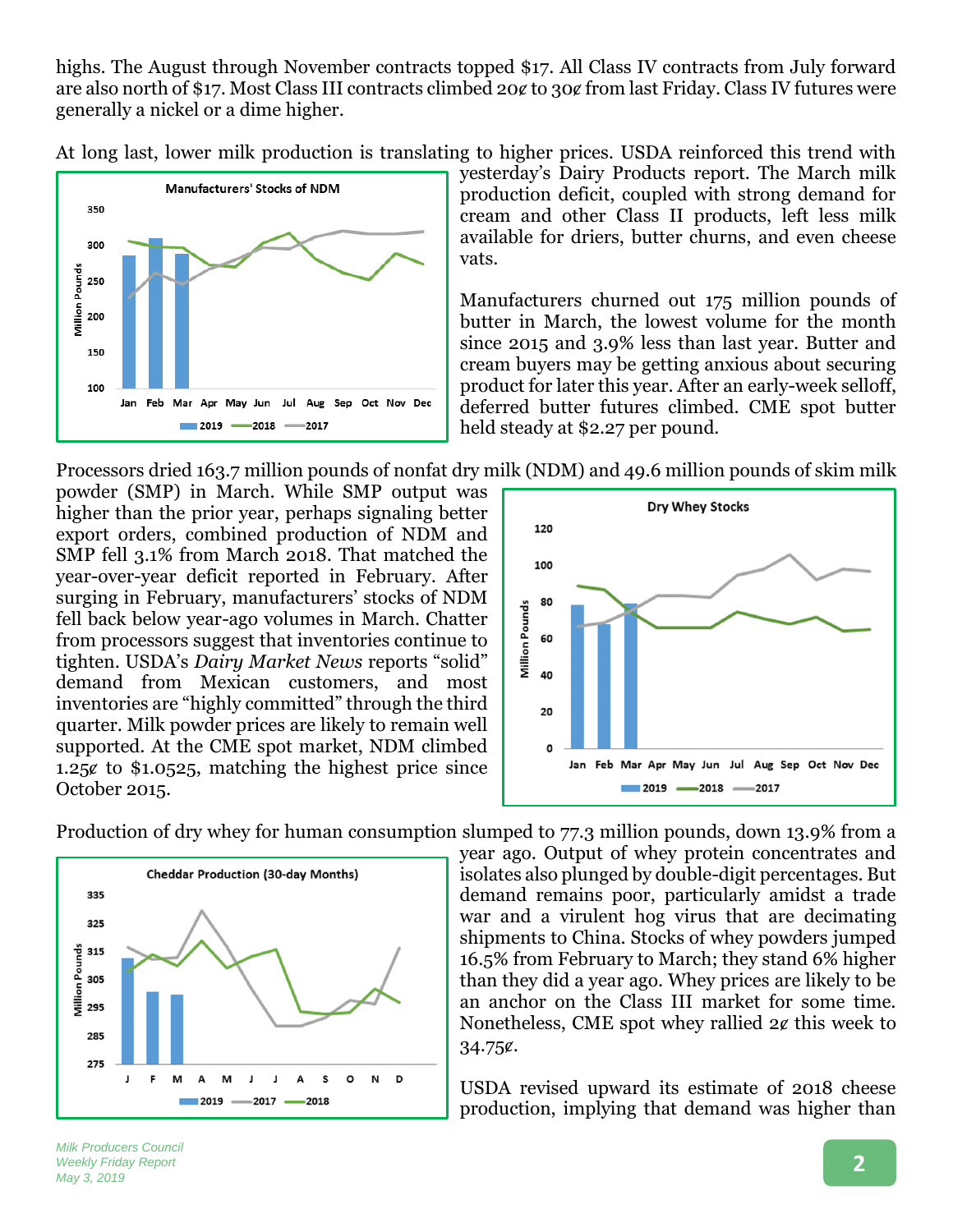highs. The August through November contracts topped $17. All Class IV contracts from July forward are also north of $17. Most Class III contracts climbed 20¢ to 30¢ from last Friday. Class IV futures were generally a nickel or a dime higher.

At long last, lower milk production is translating to higher prices. USDA reinforced this trend with yesterday's Dairy Products report. The March milk production deficit, coupled with strong demand for cream and other Class II products, left less milk available for driers, butter churns, and even cheese vats.

Manufacturers churned out 175 million pounds of butter in March, the lowest volume for the month since 2015 and 3.9% less than last year. Butter and cream buyers may be getting anxious about securing product for later this year. After an early-week selloff, deferred butter futures climbed. CME spot butter held steady at $2.27 per pound.

Processors dried 163.7 million pounds of nonfat dry milk (NDM) and 49.6 million pounds of skim milk powder (SMP) in March. While SMP output was higher than the prior year, perhaps signaling better export orders, combined production of NDM and SMP fell 3.1% from March 2018. That matched the year-over-year deficit reported in February. After surging in February, manufacturers' stocks of NDM fell back below year-ago volumes in March. Chatter from processors suggest that inventories continue to tighten. USDA's *Dairy Market News* reports "solid" demand from Mexican customers, and most inventories are "highly committed" through the third quarter. Milk powder prices are likely to remain well supported. At the CME spot market, NDM climbed 1.25¢ to $1.0525, matching the highest price since October 2015.

Production of dry whey for human consumption slumped to 77.3 million pounds, down 13.9% from a year ago. Output of whey protein concentrates and isolates also plunged by double-digit percentages. But demand remains poor, particularly amidst a trade war and a virulent hog virus that are decimating shipments to China. Stocks of whey powders jumped 16.5% from February to March; they stand 6% higher than they did a year ago. Whey prices are likely to be an anchor on the Class III market for some time. Nonetheless, CME spot whey rallied 2¢ this week to 34.75¢.

USDA revised upward its estimate of 2018 cheese production, implying that demand was higher than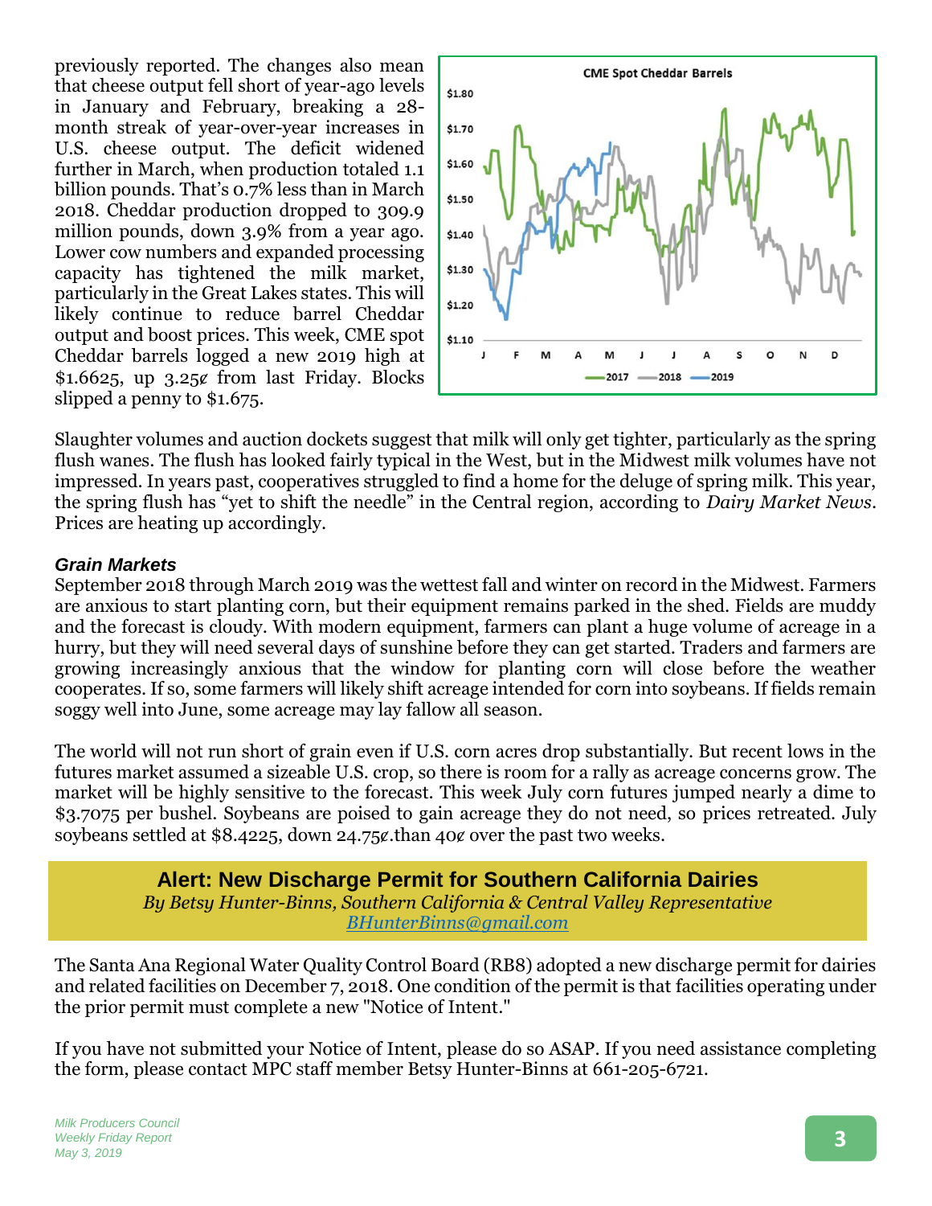previously reported. The changes also mean that cheese output fell short of year-ago levels in January and February, breaking a 28-month streak of year-over-year increases in U.S. cheese output. The deficit widened further in March, when production totaled 1.1 billion pounds. That's 0.7% less than in March 2018. Cheddar production dropped to 309.9 million pounds, down 3.9% from a year ago. Lower cow numbers and expanded processing capacity has tightened the milk market, particularly in the Great Lakes states. This will likely continue to reduce barrel Cheddar output and boost prices. This week, CME spot Cheddar barrels logged a new 2019 high at $1.6625, up 3.25¢ from last Friday. Blocks slipped a penny to $1.675.

Slaughter volumes and auction dockets suggest that milk will only get tighter, particularly as the spring flush wanes. The flush has looked fairly typical in the West, but in the Midwest milk volumes have not impressed. In years past, cooperatives struggled to find a home for the deluge of spring milk. This year, the spring flush has "yet to shift the needle" in the Central region, according to *Dairy Market News*. Prices are heating up accordingly.

### *Grain Markets*

September 2018 through March 2019 was the wettest fall and winter on record in the Midwest. Farmers are anxious to start planting corn, but their equipment remains parked in the shed. Fields are muddy and the forecast is cloudy. With modern equipment, farmers can plant a huge volume of acreage in a hurry, but they will need several days of sunshine before they can get started. Traders and farmers are growing increasingly anxious that the window for planting corn will close before the weather cooperates. If so, some farmers will likely shift acreage intended for corn into soybeans. If fields remain soggy well into June, some acreage may lay fallow all season.

The world will not run short of grain even if U.S. corn acres drop substantially. But recent lows in the futures market assumed a sizeable U.S. crop, so there is room for a rally as acreage concerns grow. The market will be highly sensitive to the forecast. This week July corn futures jumped nearly a dime to $3.7075 per bushel. Soybeans are poised to gain acreage they do not need, so prices retreated. July soybeans settled at $8.4225, down 24.75¢.than 40¢ over the past two weeks.

## Alert: New Discharge Permit for Southern California Dairies

*By Betsy Hunter-Binns, Southern California & Central Valley Representative*
*BHunterBinns@gmail.com*

The Santa Ana Regional Water Quality Control Board (RB8) adopted a new discharge permit for dairies and related facilities on December 7, 2018. One condition of the permit is that facilities operating under the prior permit must complete a new "Notice of Intent."

If you have not submitted your Notice of Intent, please do so ASAP. If you need assistance completing the form, please contact MPC staff member Betsy Hunter-Binns at 661-205-6721.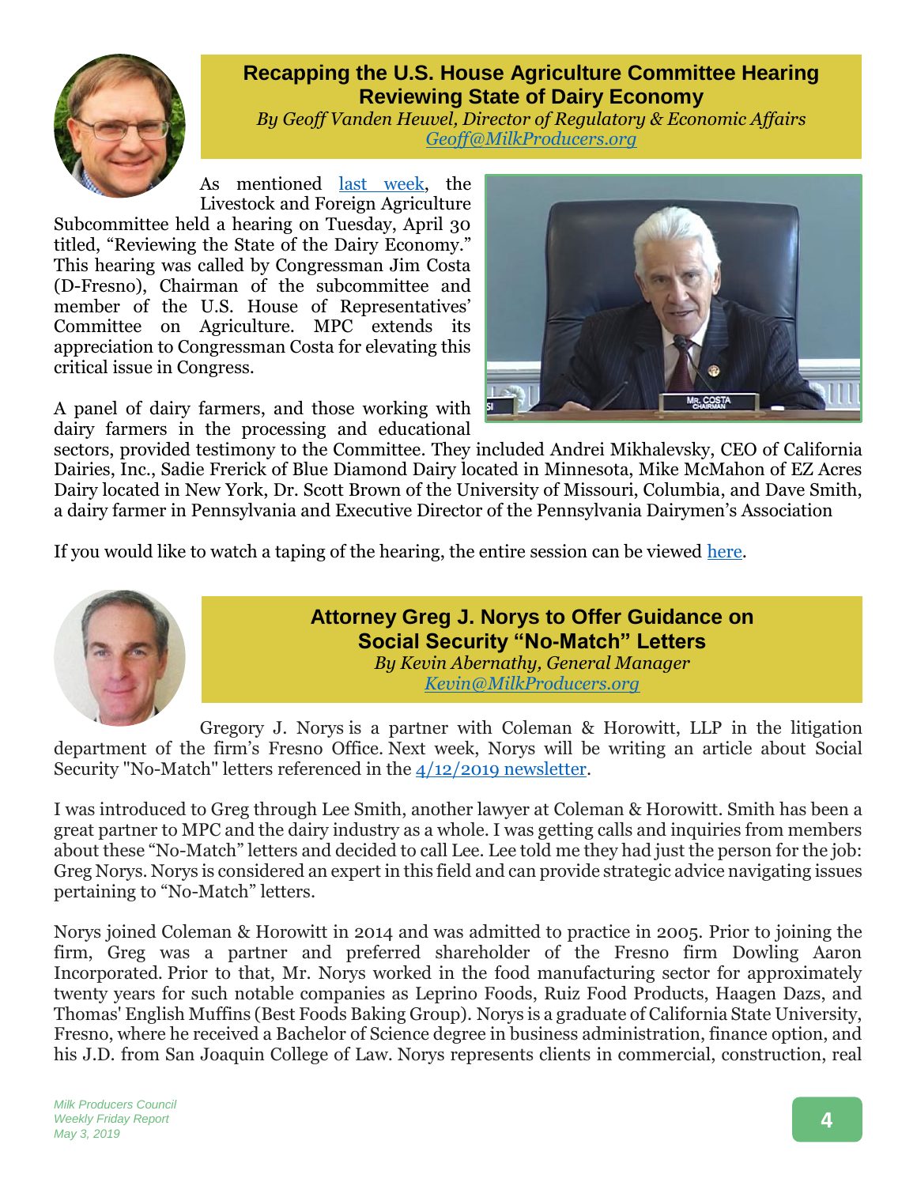## Recapping the U.S. House Agriculture Committee Hearing Reviewing State of Dairy Economy

*By Geoff Vanden Heuvel, Director of Regulatory & Economic Affairs*
[Geoff@MilkProducers.org](mailto:Geoff@MilkProducers.org)

As mentioned [last week](#), the Livestock and Foreign Agriculture Subcommittee held a hearing on Tuesday, April 30 titled, "Reviewing the State of the Dairy Economy." This hearing was called by Congressman Jim Costa (D-Fresno), Chairman of the subcommittee and member of the U.S. House of Representatives' Committee on Agriculture. MPC extends its appreciation to Congressman Costa for elevating this critical issue in Congress.

A panel of dairy farmers, and those working with dairy farmers in the processing and educational sectors, provided testimony to the Committee. They included Andrei Mikhalevsky, CEO of California Dairies, Inc., Sadie Frerick of Blue Diamond Dairy located in Minnesota, Mike McMahon of EZ Acres Dairy located in New York, Dr. Scott Brown of the University of Missouri, Columbia, and Dave Smith, a dairy farmer in Pennsylvania and Executive Director of the Pennsylvania Dairymen's Association

If you would like to watch a taping of the hearing, the entire session can be viewed [here](#).

## Attorney Greg J. Norys to Offer Guidance on Social Security "No-Match" Letters

*By Kevin Abernathy, General Manager*
[Kevin@MilkProducers.org](mailto:Kevin@MilkProducers.org)

Gregory J. Norys is a partner with Coleman & Horowitt, LLP in the litigation department of the firm's Fresno Office. Next week, Norys will be writing an article about Social Security "No-Match" letters referenced in the [4/12/2019 newsletter](#).

I was introduced to Greg through Lee Smith, another lawyer at Coleman & Horowitt. Smith has been a great partner to MPC and the dairy industry as a whole. I was getting calls and inquiries from members about these "No-Match" letters and decided to call Lee. Lee told me they had just the person for the job: Greg Norys. Norys is considered an expert in this field and can provide strategic advice navigating issues pertaining to "No-Match" letters.

Norys joined Coleman & Horowitt in 2014 and was admitted to practice in 2005. Prior to joining the firm, Greg was a partner and preferred shareholder of the Fresno firm Dowling Aaron Incorporated. Prior to that, Mr. Norys worked in the food manufacturing sector for approximately twenty years for such notable companies as Leprino Foods, Ruiz Food Products, Haagen Dazs, and Thomas' English Muffins (Best Foods Baking Group). Norys is a graduate of California State University, Fresno, where he received a Bachelor of Science degree in business administration, finance option, and his J.D. from San Joaquin College of Law. Norys represents clients in commercial, construction, real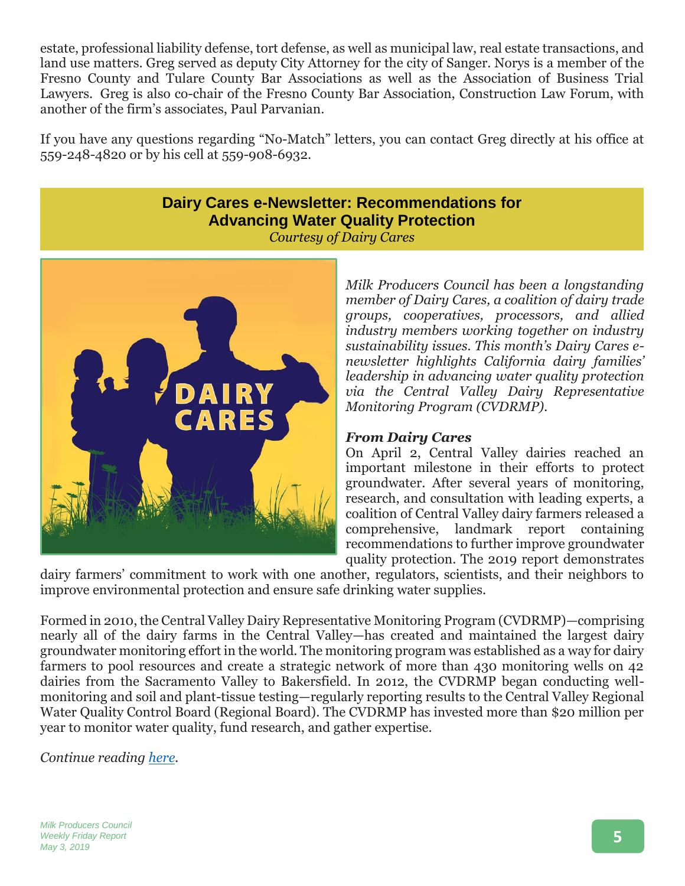estate, professional liability defense, tort defense, as well as municipal law, real estate transactions, and land use matters. Greg served as deputy City Attorney for the city of Sanger. Norys is a member of the Fresno County and Tulare County Bar Associations as well as the Association of Business Trial Lawyers. Greg is also co-chair of the Fresno County Bar Association, Construction Law Forum, with another of the firm's associates, Paul Parvanian.

If you have any questions regarding "No-Match" letters, you can contact Greg directly at his office at 559-248-4820 or by his cell at 559-908-6932.

## Dairy Cares e-Newsletter: Recommendations for Advancing Water Quality Protection

*Courtesy of Dairy Cares*

*Milk Producers Council has been a longstanding member of Dairy Cares, a coalition of dairy trade groups, cooperatives, processors, and allied industry members working together on industry sustainability issues. This month's Dairy Cares e-newsletter highlights California dairy families' leadership in advancing water quality protection via the Central Valley Dairy Representative Monitoring Program (CVDRMP).*

***From Dairy Cares***

On April 2, Central Valley dairies reached an important milestone in their efforts to protect groundwater. After several years of monitoring, research, and consultation with leading experts, a coalition of Central Valley dairy farmers released a comprehensive, landmark report containing recommendations to further improve groundwater quality protection. The 2019 report demonstrates dairy farmers' commitment to work with one another, regulators, scientists, and their neighbors to improve environmental protection and ensure safe drinking water supplies.

Formed in 2010, the Central Valley Dairy Representative Monitoring Program (CVDRMP)—comprising nearly all of the dairy farms in the Central Valley—has created and maintained the largest dairy groundwater monitoring effort in the world. The monitoring program was established as a way for dairy farmers to pool resources and create a strategic network of more than 430 monitoring wells on 42 dairies from the Sacramento Valley to Bakersfield. In 2012, the CVDRMP began conducting well-monitoring and soil and plant-tissue testing—regularly reporting results to the Central Valley Regional Water Quality Control Board (Regional Board). The CVDRMP has invested more than $20 million per year to monitor water quality, fund research, and gather expertise.

*Continue reading here.*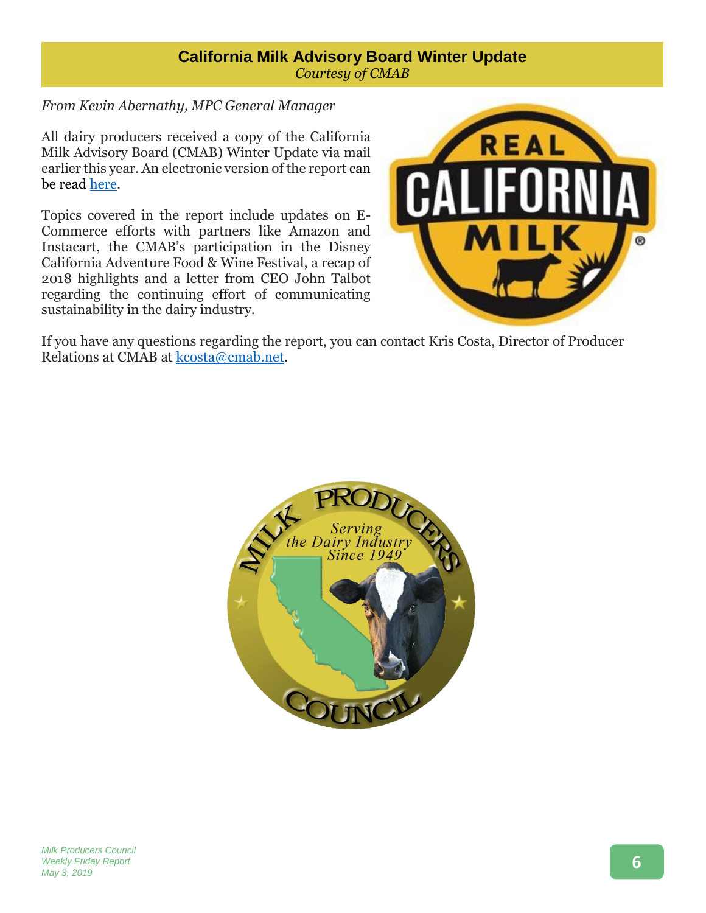## California Milk Advisory Board Winter Update

*Courtesy of CMAB*

*From Kevin Abernathy, MPC General Manager*

All dairy producers received a copy of the California Milk Advisory Board (CMAB) Winter Update via mail earlier this year. An electronic version of the report can be read here.

Topics covered in the report include updates on E-Commerce efforts with partners like Amazon and Instacart, the CMAB's participation in the Disney California Adventure Food & Wine Festival, a recap of 2018 highlights and a letter from CEO John Talbot regarding the continuing effort of communicating sustainability in the dairy industry.

If you have any questions regarding the report, you can contact Kris Costa, Director of Producer Relations at CMAB at kcosta@cmab.net.